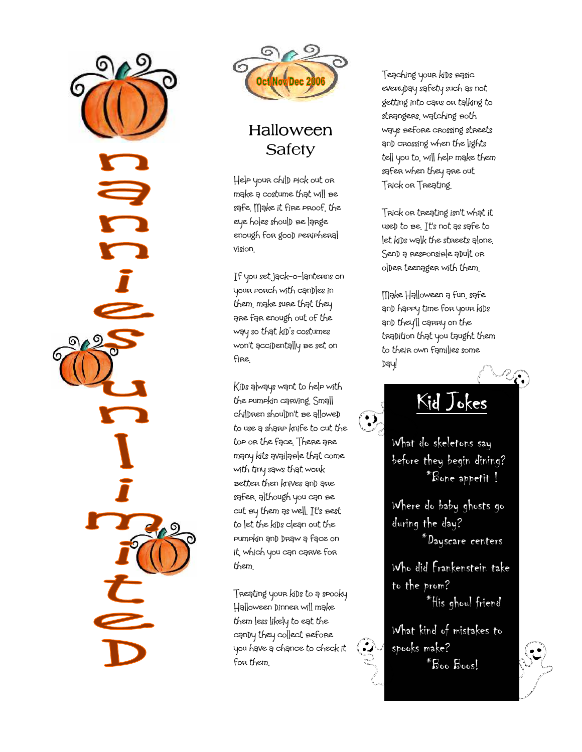# nannies unlimited

Oct Nov Dec 2006

## Halloween Safety

Help your child pick out or make a costume that will be safe. Make it fire proof, the eye holes should be large enough for good peripheral vision.

If you set jack-o-lanterns on your porch with candles in them, make sure that they are far enough out of the way so that kid's costumes won't accidentally be set on fire.

Kids always want to help with the pumpkin carving. Small children shouldn't be allowed to use a sharp knife to cut the top or the face. There are many kits available that come with tiny saws that work better then knives and are safer, although you can be cut by them as well. It's best to let the kids clean out the pumpkin and draw a face on it, which you can carve for them.

Treating your kids to a spooky Halloween Dinner will make them less likely to eat the candy they collect before you have a chance to check it for them.

Teaching your kids basic everyday safety such as not getting into cars or talking to strangers, watching both ways before crossing streets and crossing when the lights tell you to, will help make them safer when they are out Trick or Treating.

Trick or treating isn't what it used to be. It's not as safe to let kids walk the streets alone. Send a responsible adult or older teenager with them.

Make Halloween a fun, safe and happy time for your kids and they'll carry on the tradition that you taught them to their own families some day!

## Kid Jokes

What do skeletons say before they begin dining?
*Bone appetit !

Where do baby ghosts go during the day?
*Dayscare centers

Who did Frankenstein take to the prom?
*His ghoul friend

What kind of mistakes to spooks make?
*Boo Boos!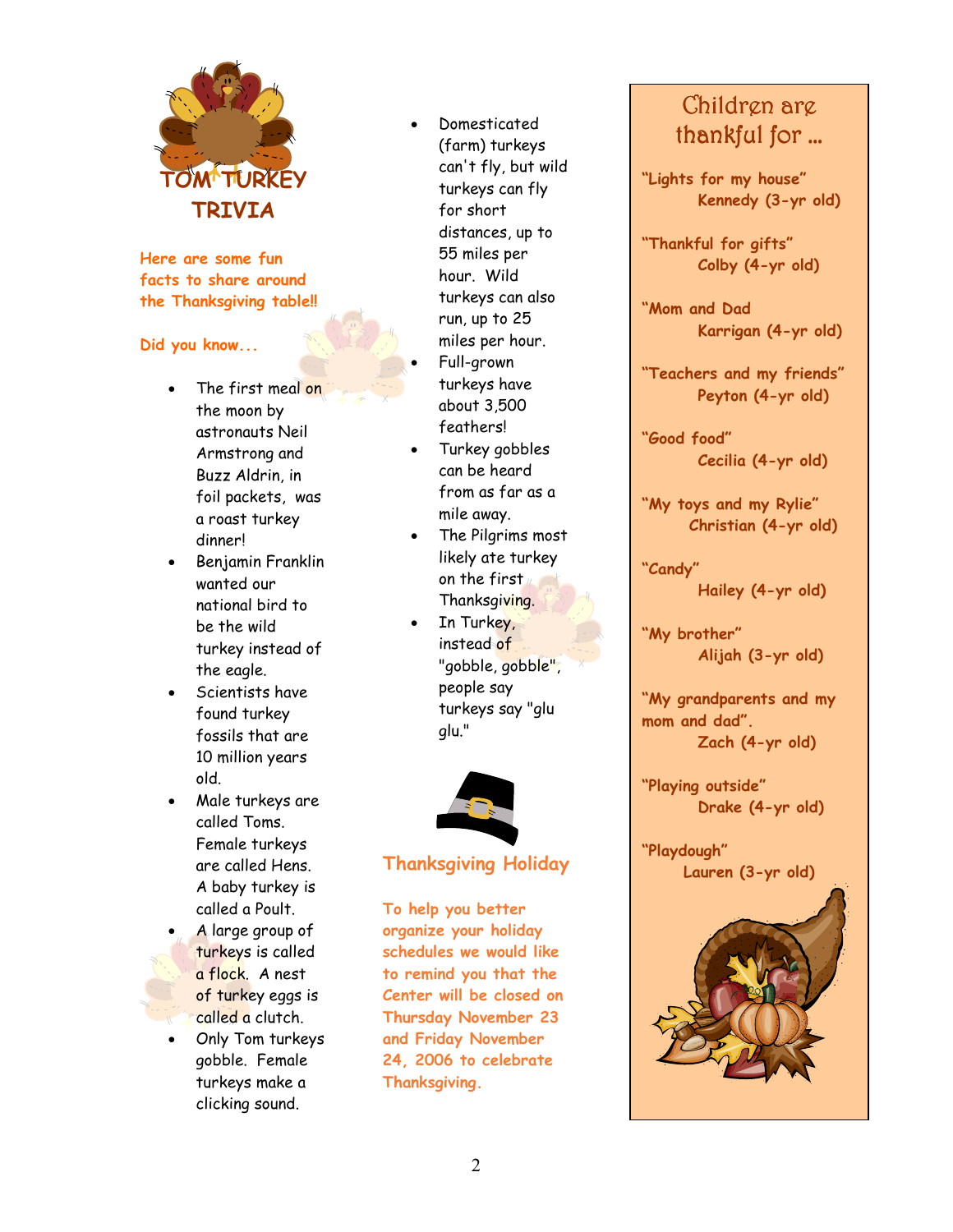# TOM TURKEY TRIVIA

**Here are some fun facts to share around the Thanksgiving table!!**

**Did you know...**

- The first meal on the moon by astronauts Neil Armstrong and Buzz Aldrin, in foil packets, was a roast turkey dinner!
- Benjamin Franklin wanted our national bird to be the wild turkey instead of the eagle.
- Scientists have found turkey fossils that are 10 million years old.
- Male turkeys are called Toms. Female turkeys are called Hens. A baby turkey is called a Poult.
- A large group of turkeys is called a flock. A nest of turkey eggs is called a clutch.
- Only Tom turkeys gobble. Female turkeys make a clicking sound.
- Domesticated (farm) turkeys can't fly, but wild turkeys can fly for short distances, up to 55 miles per hour. Wild turkeys can also run, up to 25 miles per hour.
- Full-grown turkeys have about 3,500 feathers!
- Turkey gobbles can be heard from as far as a mile away.
- The Pilgrims most likely ate turkey on the first Thanksgiving.
- In Turkey, instead of "gobble, gobble", people say turkeys say "glu glu."

## Thanksgiving Holiday

**To help you better organize your holiday schedules we would like to remind you that the Center will be closed on Thursday November 23 and Friday November 24, 2006 to celebrate Thanksgiving.**

## Children are thankful for ...

**"Lights for my house"**
**Kennedy (3-yr old)**

**"Thankful for gifts"**
**Colby (4-yr old)**

**"Mom and Dad**
**Karrigan (4-yr old)**

**"Teachers and my friends"**
**Peyton (4-yr old)**

**"Good food"**
**Cecilia (4-yr old)**

**"My toys and my Rylie"**
**Christian (4-yr old)**

**"Candy"**
**Hailey (4-yr old)**

**"My brother"**
**Alijah (3-yr old)**

**"My grandparents and my mom and dad".**
**Zach (4-yr old)**

**"Playing outside"**
**Drake (4-yr old)**

**"Playdough"**
**Lauren (3-yr old)**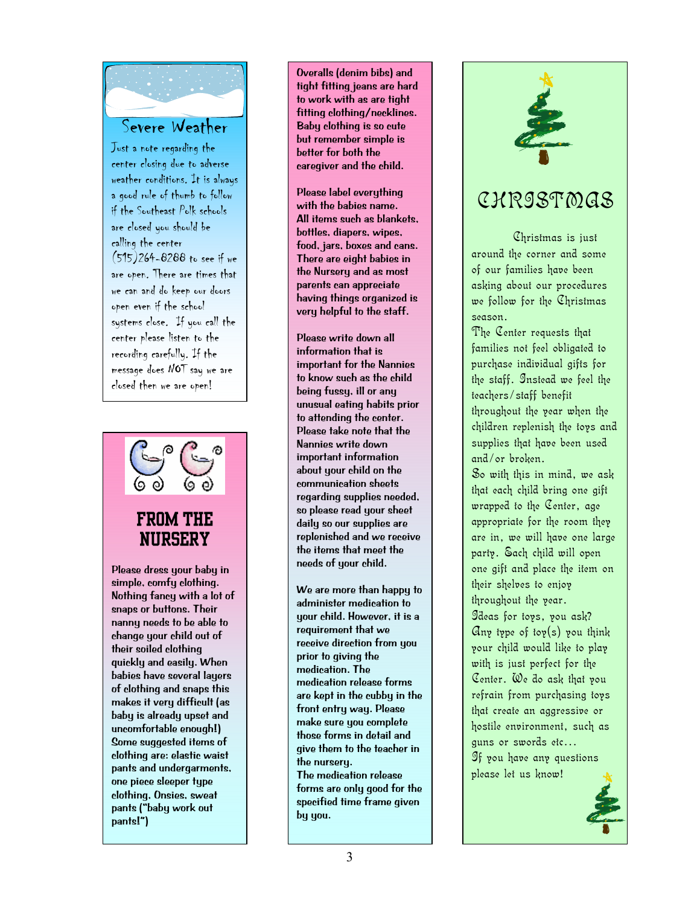## Severe Weather

Just a note regarding the center closing due to adverse weather conditions. It is always a good rule of thumb to follow if the Southeast Polk schools are closed you should be calling the center (515)264-8288 to see if we are open. There are times that we can and do keep our doors open even if the school systems close. If you call the center please listen to the recording carefully. If the message does NOT say we are closed then we are open!

## FROM THE NURSERY

Please dress your baby in simple, comfy clothing. Nothing fancy with a lot of snaps or buttons. Their nanny needs to be able to change your child out of their soiled clothing quickly and easily. When babies have several layers of clothing and snaps this makes it very difficult (as baby is already upset and uncomfortable enough!) Some suggested items of clothing are: elastic waist pants and undergarments, one piece sleeper type clothing, Onsies, sweat pants ("baby work out pants!")

Overalls (denim bibs) and tight fitting jeans are hard to work with as are tight fitting clothing/necklines. Baby clothing is so cute but remember simple is better for both the caregiver and the child.

Please label everything with the babies name. All items such as blankets, bottles, diapers, wipes, food, jars, boxes and cans. There are eight babies in the Nursery and as most parents can appreciate having things organized is very helpful to the staff.

Please write down all information that is important for the Nannies to know such as the child being fussy, ill or any unusual eating habits prior to attending the center. Please take note that the Nannies write down important information about your child on the communication sheets regarding supplies needed, so please read your sheet daily so our supplies are replenished and we receive the items that meet the needs of your child.

We are more than happy to administer medication to your child. However, it is a requirement that we receive direction from you prior to giving the medication. The medication release forms are kept in the cubby in the front entry way. Please make sure you complete those forms in detail and give them to the teacher in the nursery.
The medication release forms are only good for the specified time frame given by you.

## CHRISTMAS

Christmas is just around the corner and some of our families have been asking about our procedures we follow for the Christmas season.
The Center requests that families not feel obligated to purchase individual gifts for the staff. Instead we feel the teachers/staff benefit throughout the year when the children replenish the toys and supplies that have been used and/or broken.
So with this in mind, we ask that each child bring one gift wrapped to the Center, age appropriate for the room they are in, we will have one large party. Each child will open one gift and place the item on their shelves to enjoy throughout the year.
Ideas for toys, you ask? Any type of toy(s) you think your child would like to play with is just perfect for the Center. We do ask that you refrain from purchasing toys that create an aggressive or hostile environment, such as guns or swords etc…
If you have any questions please let us know!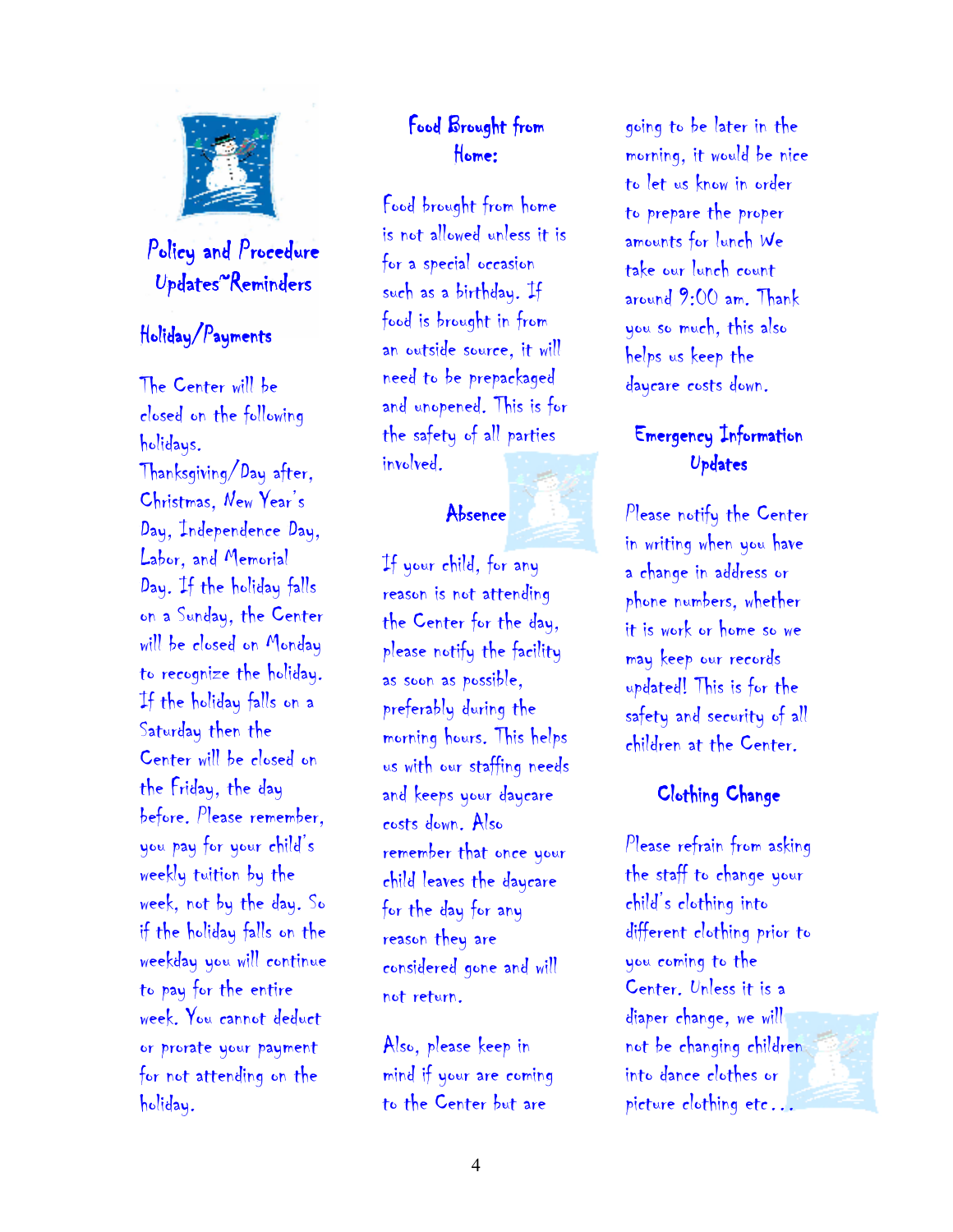# Policy and Procedure Updates~Reminders

## Holiday/Payments

The Center will be closed on the following holidays. Thanksgiving/Day after, Christmas, New Year's Day, Independence Day, Labor, and Memorial Day. If the holiday falls on a Sunday, the Center will be closed on Monday to recognize the holiday. If the holiday falls on a Saturday then the Center will be closed on the Friday, the day before. Please remember, you pay for your child's weekly tuition by the week, not by the day. So if the holiday falls on the weekday you will continue to pay for the entire week. You cannot deduct or prorate your payment for not attending on the holiday.

## Food Brought from Home:

Food brought from home is not allowed unless it is for a special occasion such as a birthday. If food is brought in from an outside source, it will need to be prepackaged and unopened. This is for the safety of all parties involved.

## Absence

If your child, for any reason is not attending the Center for the day, please notify the facility as soon as possible, preferably during the morning hours. This helps us with our staffing needs and keeps your daycare costs down. Also remember that once your child leaves the daycare for the day for any reason they are considered gone and will not return.

Also, please keep in mind if your are coming to the Center but are going to be later in the morning, it would be nice to let us know in order to prepare the proper amounts for lunch We take our lunch count around 9:00 am. Thank you so much, this also helps us keep the daycare costs down.

## Emergency Information Updates

Please notify the Center in writing when you have a change in address or phone numbers, whether it is work or home so we may keep our records updated! This is for the safety and security of all children at the Center.

## Clothing Change

Please refrain from asking the staff to change your child's clothing into different clothing prior to you coming to the Center. Unless it is a diaper change, we will not be changing children into dance clothes or picture clothing etc...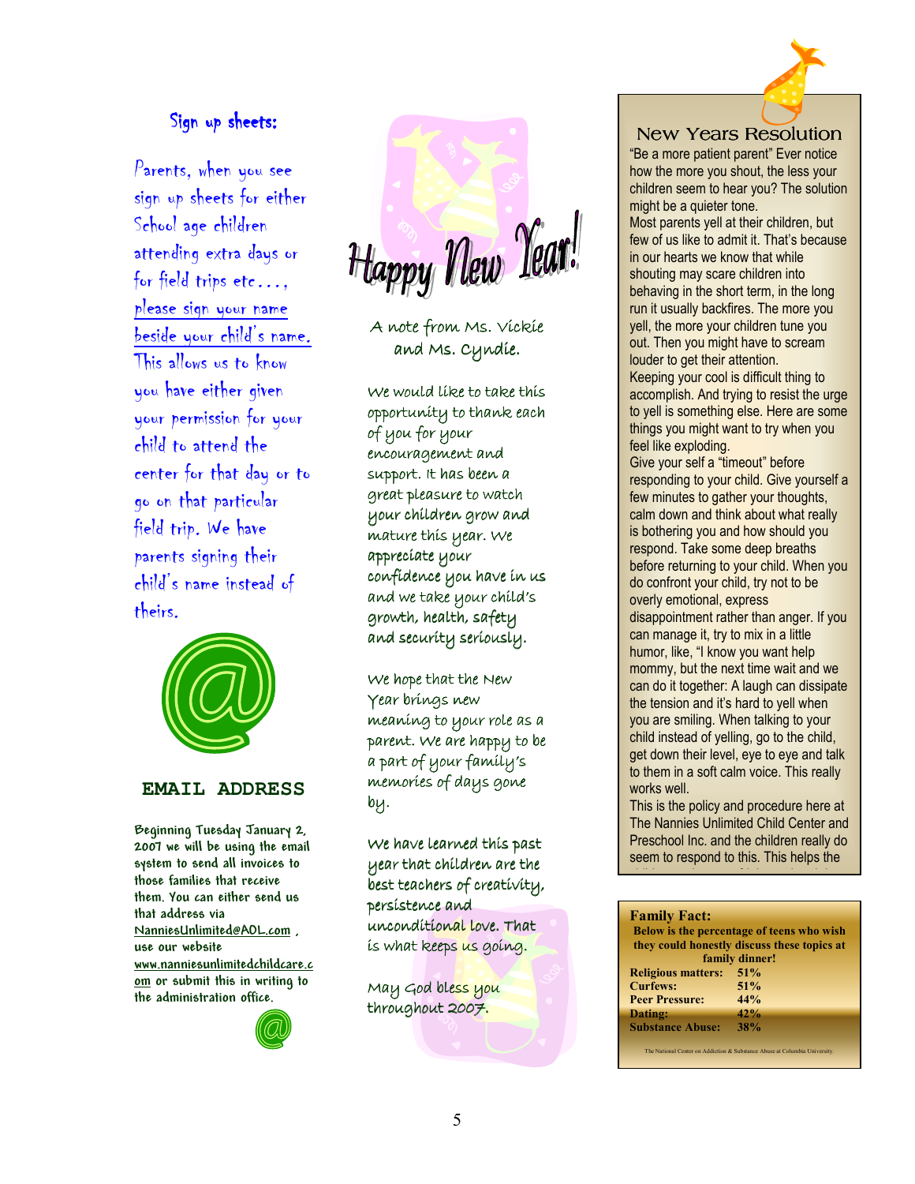## Sign up sheets:

Parents, when you see sign up sheets for either School age children attending extra days or for field trips etc…, please sign your name beside your child's name. This allows us to know you have either given your permission for your child to attend the center for that day or to go on that particular field trip. We have parents signing their child's name instead of theirs.

## EMAIL ADDRESS

Beginning Tuesday January 2, 2007 we will be using the email system to send all invoices to those families that receive them. You can either send us that address via NanniesUnlimited@AOL.com , use our website www.nanniesunlimitedchildcare.com or submit this in writing to the administration office.

## Happy New Year!

A note from Ms. Vickie and Ms. Cyndie.

We would like to take this opportunity to thank each of you for your encouragement and support. It has been a great pleasure to watch your children grow and mature this year. We appreciate your confidence you have in us and we take your child's growth, health, safety and security seriously.

We hope that the New Year brings new meaning to your role as a parent. We are happy to be a part of your family's memories of days gone by.

We have learned this past year that children are the best teachers of creativity, persistence and unconditional love. That is what keeps us going.

May God bless you throughout 2007.

## New Years Resolution

"Be a more patient parent" Ever notice how the more you shout, the less your children seem to hear you? The solution might be a quieter tone.

Most parents yell at their children, but few of us like to admit it. That's because in our hearts we know that while shouting may scare children into behaving in the short term, in the long run it usually backfires. The more you yell, the more your children tune you out. Then you might have to scream louder to get their attention.

Keeping your cool is difficult thing to accomplish. And trying to resist the urge to yell is something else. Here are some things you might want to try when you feel like exploding.

Give your self a "timeout" before responding to your child. Give yourself a few minutes to gather your thoughts, calm down and think about what really is bothering you and how should you respond. Take some deep breaths before returning to your child. When you do confront your child, try not to be overly emotional, express disappointment rather than anger. If you can manage it, try to mix in a little humor, like, "I know you want help mommy, but the next time wait and we can do it together: A laugh can dissipate the tension and it's hard to yell when you are smiling. When talking to your child instead of yelling, go to the child, get down their level, eye to eye and talk to them in a soft calm voice. This really works well.

This is the policy and procedure here at The Nannies Unlimited Child Center and Preschool Inc. and the children really do seem to respond to this. This helps the

**Family Fact:**

**Below is the percentage of teens who wish they could honestly discuss these topics at family dinner!**

| | |
|---|---|
| **Religious matters:** | **51%** |
| **Curfews:** | **51%** |
| **Peer Pressure:** | **44%** |
| **Dating:** | **42%** |
| **Substance Abuse:** | **38%** |

The National Center on Addiction & Substance Abuse at Columbia University.